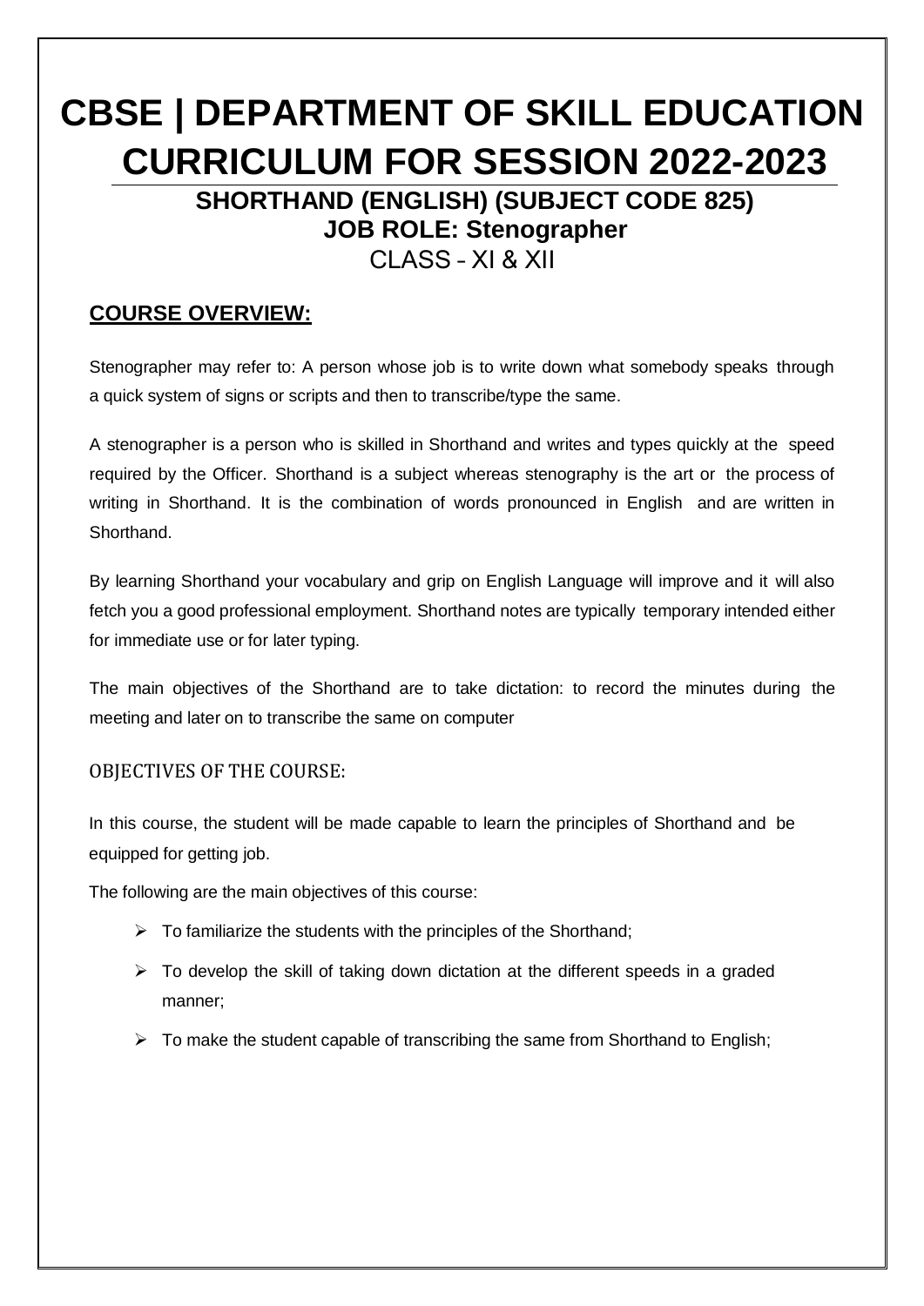# CBSE | DEPARTMENT OF SKILL EDUCATION CURRICULUM FOR SESSION 2022-2023

## SHORTHAND (ENGLISH) (SUBJECT CODE 825)

## JOB ROLE: Stenographer

CLASS – XI & XII

### COURSE OVERVIEW:

Stenographer may refer to: A person whose job is to write down what somebody speaks through a quick system of signs or scripts and then to transcribe/type the same.

A stenographer is a person who is skilled in Shorthand and writes and types quickly at the speed required by the Officer. Shorthand is a subject whereas stenography is the art or the process of writing in Shorthand. It is the combination of words pronounced in English and are written in Shorthand.

By learning Shorthand your vocabulary and grip on English Language will improve and it will also fetch you a good professional employment. Shorthand notes are typically temporary intended either for immediate use or for later typing.

The main objectives of the Shorthand are to take dictation: to record the minutes during the meeting and later on to transcribe the same on computer

### OBJECTIVES OF THE COURSE:

In this course, the student will be made capable to learn the principles of Shorthand and be equipped for getting job.

The following are the main objectives of this course:

- To familiarize the students with the principles of the Shorthand;
- To develop the skill of taking down dictation at the different speeds in a graded manner;
- To make the student capable of transcribing the same from Shorthand to English;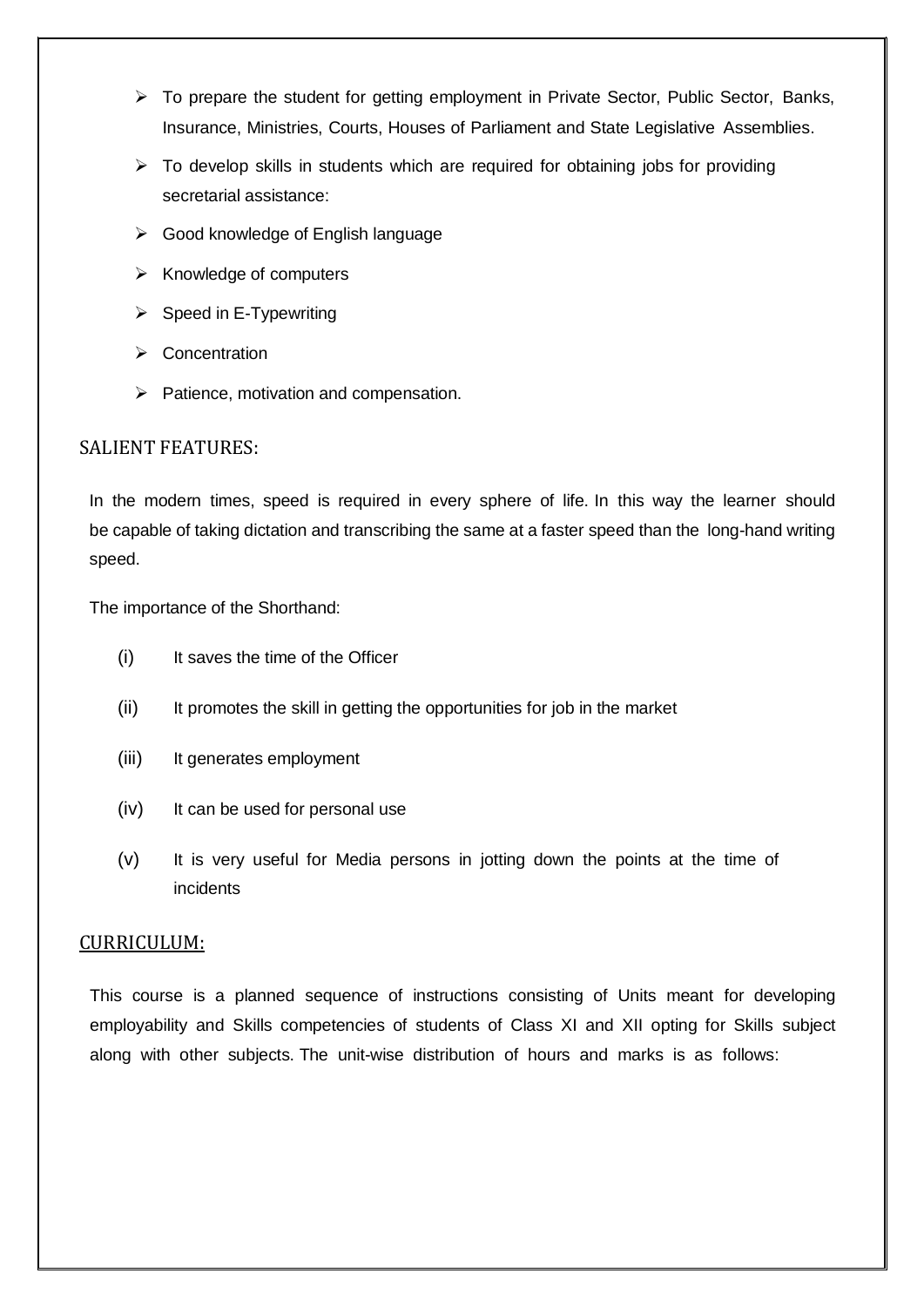- To prepare the student for getting employment in Private Sector, Public Sector, Banks, Insurance, Ministries, Courts, Houses of Parliament and State Legislative Assemblies.
- To develop skills in students which are required for obtaining jobs for providing secretarial assistance:
- Good knowledge of English language
- Knowledge of computers
- Speed in E-Typewriting
- Concentration
- Patience, motivation and compensation.

## SALIENT FEATURES:

In the modern times, speed is required in every sphere of life. In this way the learner should be capable of taking dictation and transcribing the same at a faster speed than the long-hand writing speed.

The importance of the Shorthand:

(i) It saves the time of the Officer

(ii) It promotes the skill in getting the opportunities for job in the market

(iii) It generates employment

(iv) It can be used for personal use

(v) It is very useful for Media persons in jotting down the points at the time of incidents

## CURRICULUM:

This course is a planned sequence of instructions consisting of Units meant for developing employability and Skills competencies of students of Class XI and XII opting for Skills subject along with other subjects. The unit-wise distribution of hours and marks is as follows: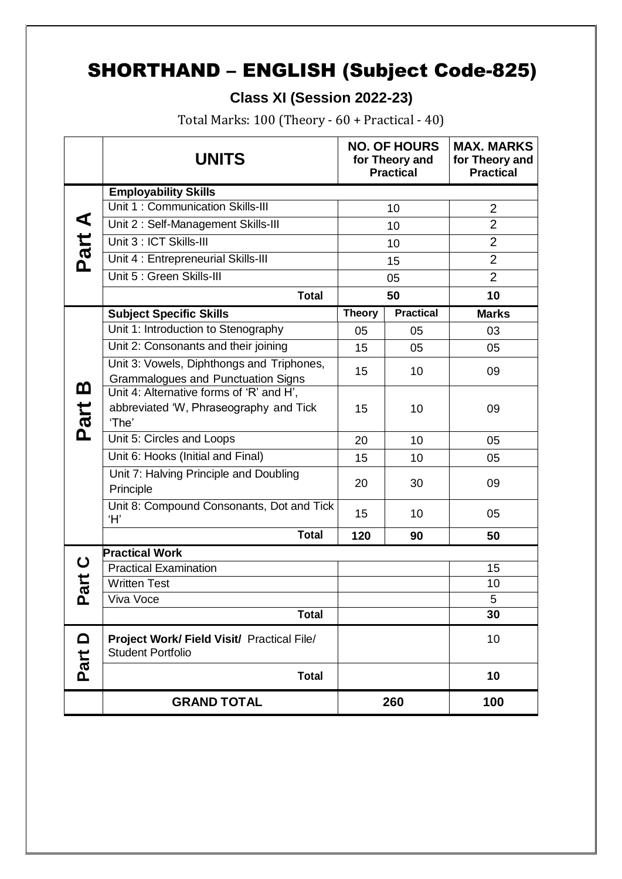# SHORTHAND – ENGLISH (Subject Code-825)

## Class XI (Session 2022-23)

Total Marks: 100 (Theory - 60 + Practical - 40)

| | UNITS | NO. OF HOURS for Theory and Practical | | MAX. MARKS for Theory and Practical |
|---|---|---|---|---|
| Part A | **Employability Skills** | | | |
| | Unit 1 : Communication Skills-III | 10 | | 2 |
| | Unit 2 : Self-Management Skills-III | 10 | | 2 |
| | Unit 3 : ICT Skills-III | 10 | | 2 |
| | Unit 4 : Entrepreneurial Skills-III | 15 | | 2 |
| | Unit 5 : Green Skills-III | 05 | | 2 |
| | **Total** | **50** | | **10** |
| Part B | **Subject Specific Skills** | **Theory** | **Practical** | **Marks** |
| | Unit 1: Introduction to Stenography | 05 | 05 | 03 |
| | Unit 2: Consonants and their joining | 15 | 05 | 05 |
| | Unit 3: Vowels, Diphthongs and Triphones, Grammalogues and Punctuation Signs | 15 | 10 | 09 |
| | Unit 4: Alternative forms of 'R' and H', abbreviated 'W, Phraseography and Tick 'The' | 15 | 10 | 09 |
| | Unit 5: Circles and Loops | 20 | 10 | 05 |
| | Unit 6: Hooks (Initial and Final) | 15 | 10 | 05 |
| | Unit 7: Halving Principle and Doubling Principle | 20 | 30 | 09 |
| | Unit 8: Compound Consonants, Dot and Tick 'H' | 15 | 10 | 05 |
| | **Total** | **120** | **90** | **50** |
| Part C | **Practical Work** | | | |
| | Practical Examination | | | 15 |
| | Written Test | | | 10 |
| | Viva Voce | | | 5 |
| | **Total** | | | **30** |
| Part D | **Project Work/ Field Visit/** Practical File/ Student Portfolio | | | 10 |
| | **Total** | | | **10** |
| | **GRAND TOTAL** | **260** | | **100** |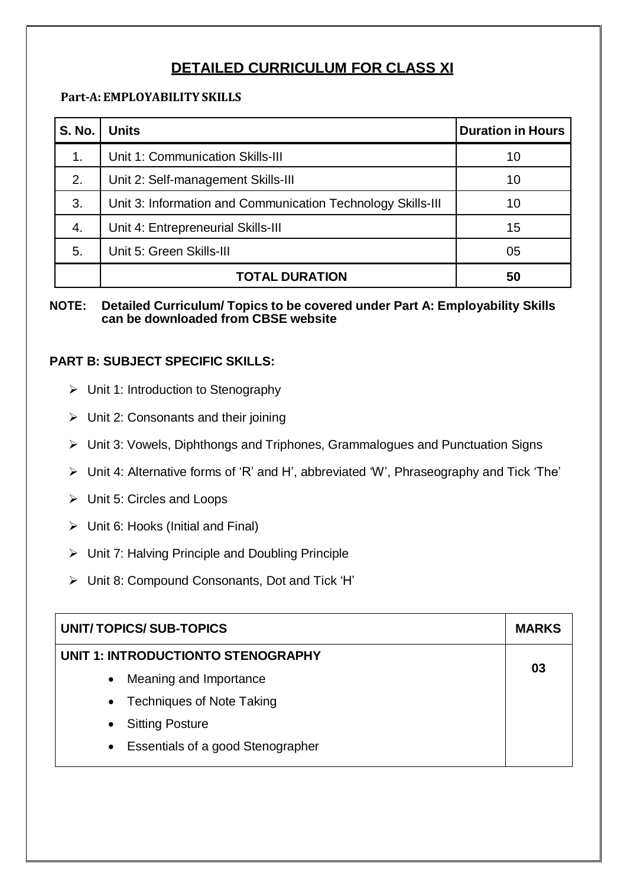# DETAILED CURRICULUM FOR CLASS XI

### Part-A: EMPLOYABILITY SKILLS

| S. No. | Units | Duration in Hours |
|---|---|---|
| 1. | Unit 1: Communication Skills-III | 10 |
| 2. | Unit 2: Self-management Skills-III | 10 |
| 3. | Unit 3: Information and Communication Technology Skills-III | 10 |
| 4. | Unit 4: Entrepreneurial Skills-III | 15 |
| 5. | Unit 5: Green Skills-III | 05 |
| | **TOTAL DURATION** | **50** |

**NOTE: Detailed Curriculum/ Topics to be covered under Part A: Employability Skills can be downloaded from CBSE website**

### PART B: SUBJECT SPECIFIC SKILLS:

- Unit 1: Introduction to Stenography
- Unit 2: Consonants and their joining
- Unit 3: Vowels, Diphthongs and Triphones, Grammalogues and Punctuation Signs
- Unit 4: Alternative forms of 'R' and H', abbreviated 'W', Phraseography and Tick 'The'
- Unit 5: Circles and Loops
- Unit 6: Hooks (Initial and Final)
- Unit 7: Halving Principle and Doubling Principle
- Unit 8: Compound Consonants, Dot and Tick 'H'

| UNIT/ TOPICS/ SUB-TOPICS | MARKS |
|---|---|
| **UNIT 1: INTRODUCTIONTO STENOGRAPHY**<br>• Meaning and Importance<br>• Techniques of Note Taking<br>• Sitting Posture<br>• Essentials of a good Stenographer | **03** |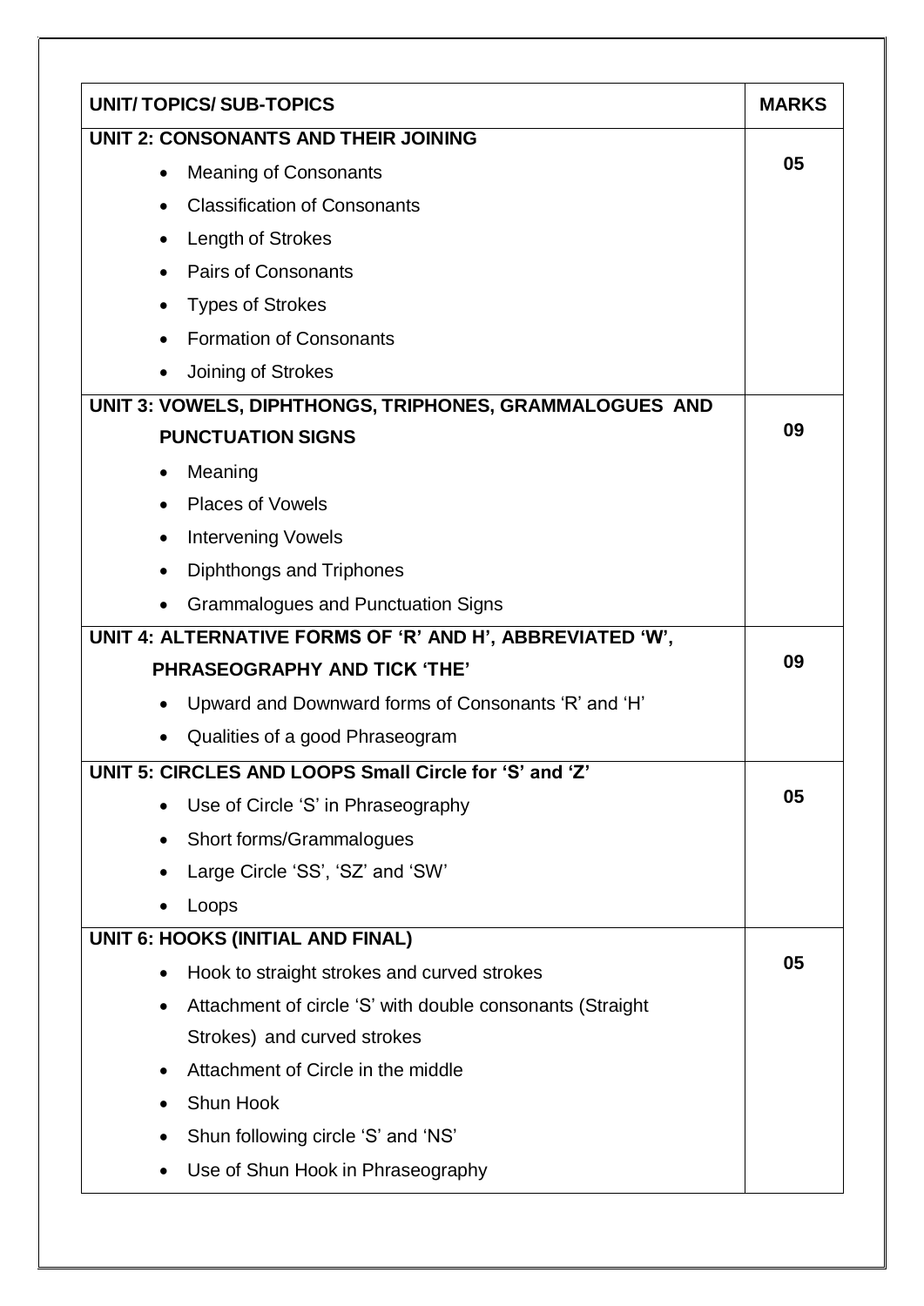| UNIT/ TOPICS/ SUB-TOPICS | MARKS |
|---|---|
| **UNIT 2: CONSONANTS AND THEIR JOINING**<br>• Meaning of Consonants<br>• Classification of Consonants<br>• Length of Strokes<br>• Pairs of Consonants<br>• Types of Strokes<br>• Formation of Consonants<br>• Joining of Strokes | **05** |
| **UNIT 3: VOWELS, DIPHTHONGS, TRIPHONES, GRAMMALOGUES AND PUNCTUATION SIGNS**<br>• Meaning<br>• Places of Vowels<br>• Intervening Vowels<br>• Diphthongs and Triphones<br>• Grammalogues and Punctuation Signs | **09** |
| **UNIT 4: ALTERNATIVE FORMS OF 'R' AND H', ABBREVIATED 'W', PHRASEOGRAPHY AND TICK 'THE'**<br>• Upward and Downward forms of Consonants 'R' and 'H'<br>• Qualities of a good Phraseogram | **09** |
| **UNIT 5: CIRCLES AND LOOPS Small Circle for 'S' and 'Z'**<br>• Use of Circle 'S' in Phraseography<br>• Short forms/Grammalogues<br>• Large Circle 'SS', 'SZ' and 'SW'<br>• Loops | **05** |
| **UNIT 6: HOOKS (INITIAL AND FINAL)**<br>• Hook to straight strokes and curved strokes<br>• Attachment of circle 'S' with double consonants (Straight Strokes) and curved strokes<br>• Attachment of Circle in the middle<br>• Shun Hook<br>• Shun following circle 'S' and 'NS'<br>• Use of Shun Hook in Phraseography | **05** |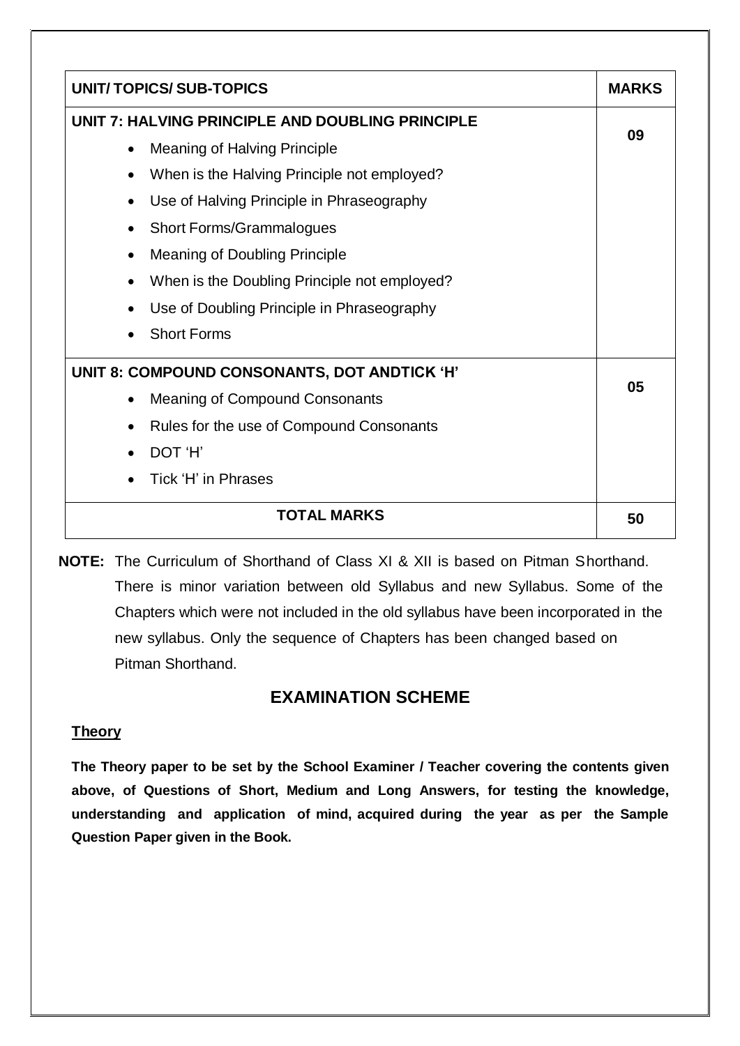| UNIT/ TOPICS/ SUB-TOPICS | MARKS |
|---|---|
| **UNIT 7: HALVING PRINCIPLE AND DOUBLING PRINCIPLE**<br>• Meaning of Halving Principle<br>• When is the Halving Principle not employed?<br>• Use of Halving Principle in Phraseography<br>• Short Forms/Grammalogues<br>• Meaning of Doubling Principle<br>• When is the Doubling Principle not employed?<br>• Use of Doubling Principle in Phraseography<br>• Short Forms | 09 |
| **UNIT 8: COMPOUND CONSONANTS, DOT ANDTICK 'H'**<br>• Meaning of Compound Consonants<br>• Rules for the use of Compound Consonants<br>• DOT 'H'<br>• Tick 'H' in Phrases | 05 |
| **TOTAL MARKS** | **50** |

**NOTE:** The Curriculum of Shorthand of Class XI & XII is based on Pitman Shorthand. There is minor variation between old Syllabus and new Syllabus. Some of the Chapters which were not included in the old syllabus have been incorporated in the new syllabus. Only the sequence of Chapters has been changed based on Pitman Shorthand.

## EXAMINATION SCHEME

### Theory

**The Theory paper to be set by the School Examiner / Teacher covering the contents given above, of Questions of Short, Medium and Long Answers, for testing the knowledge, understanding and application of mind, acquired during the year as per the Sample Question Paper given in the Book.**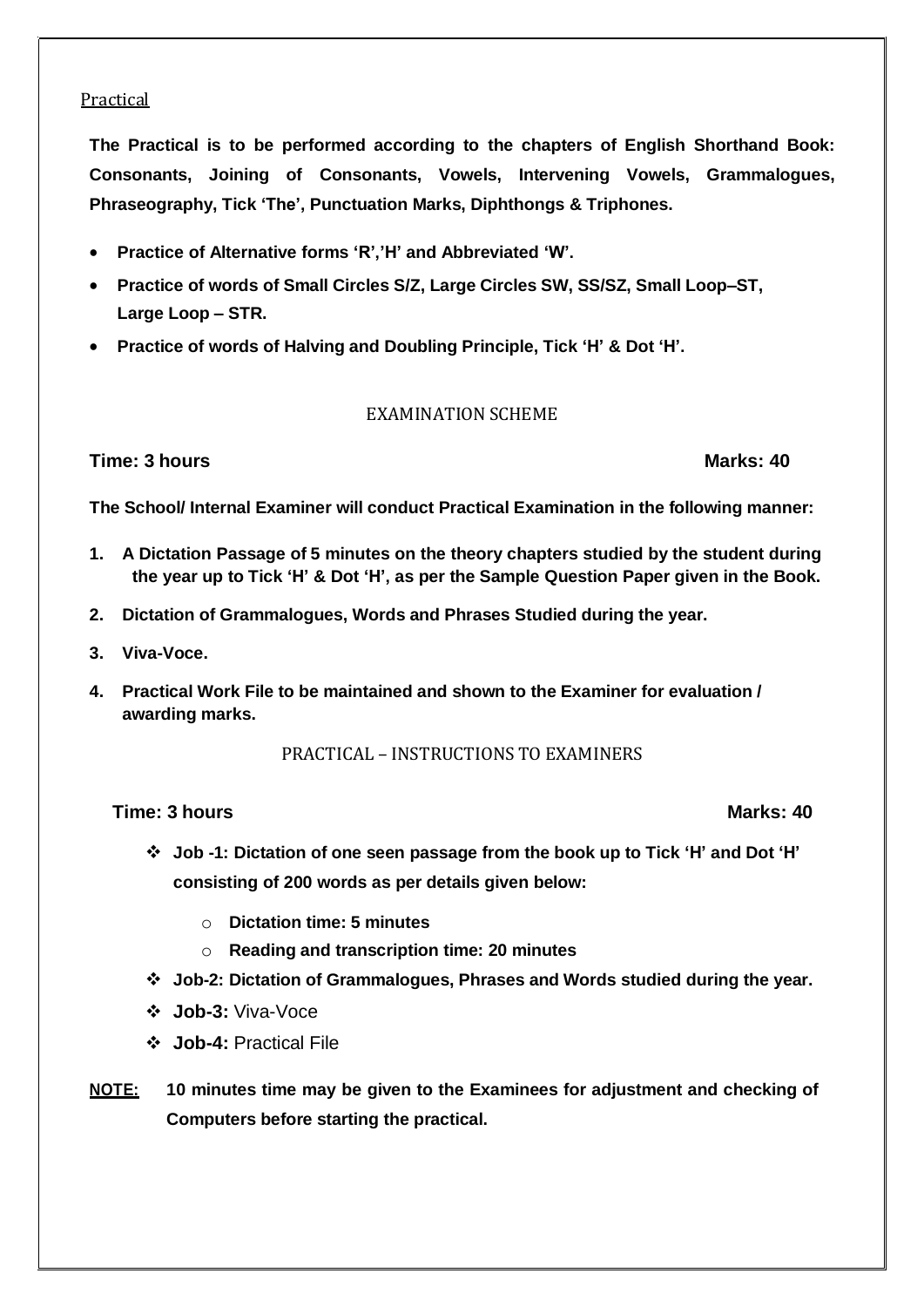## Practical

**The Practical is to be performed according to the chapters of English Shorthand Book: Consonants, Joining of Consonants, Vowels, Intervening Vowels, Grammalogues, Phraseography, Tick 'The', Punctuation Marks, Diphthongs & Triphones.**

- **Practice of Alternative forms 'R','H' and Abbreviated 'W'.**
- **Practice of words of Small Circles S/Z, Large Circles SW, SS/SZ, Small Loop–ST, Large Loop – STR.**
- **Practice of words of Halving and Doubling Principle, Tick 'H' & Dot 'H'.**

### EXAMINATION SCHEME

**Time: 3 hours** **Marks: 40**

**The School/ Internal Examiner will conduct Practical Examination in the following manner:**

1. **A Dictation Passage of 5 minutes on the theory chapters studied by the student during the year up to Tick 'H' & Dot 'H', as per the Sample Question Paper given in the Book.**
2. **Dictation of Grammalogues, Words and Phrases Studied during the year.**
3. **Viva-Voce.**
4. **Practical Work File to be maintained and shown to the Examiner for evaluation / awarding marks.**

### PRACTICAL – INSTRUCTIONS TO EXAMINERS

**Time: 3 hours** **Marks: 40**

- **Job -1: Dictation of one seen passage from the book up to Tick 'H' and Dot 'H' consisting of 200 words as per details given below:**
  - **Dictation time: 5 minutes**
  - **Reading and transcription time: 20 minutes**
- **Job-2: Dictation of Grammalogues, Phrases and Words studied during the year.**
- **Job-3:** Viva-Voce
- **Job-4:** Practical File

**NOTE:** **10 minutes time may be given to the Examinees for adjustment and checking of Computers before starting the practical.**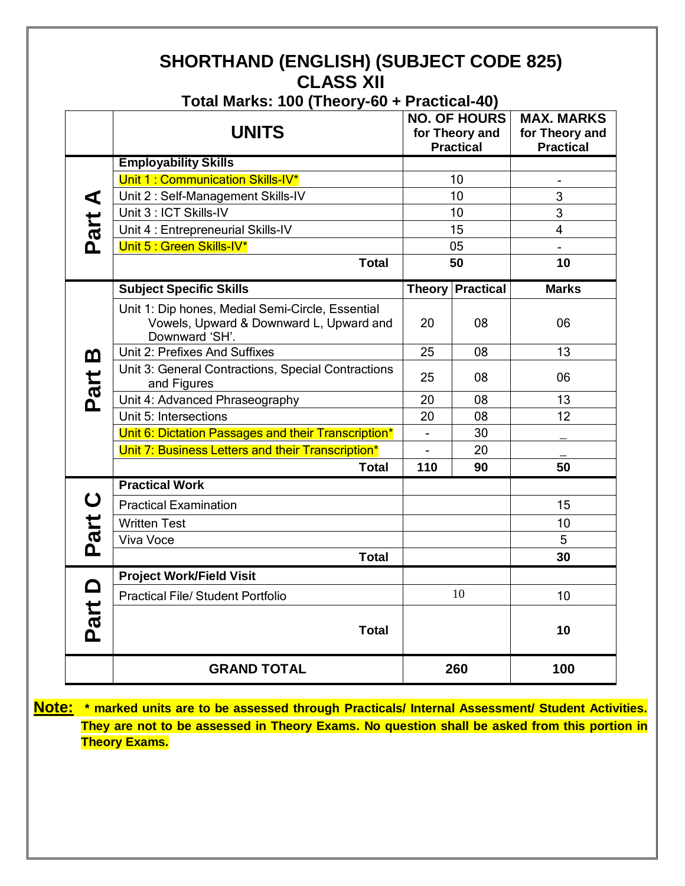# SHORTHAND (ENGLISH) (SUBJECT CODE 825)
# CLASS XII

**Total Marks: 100 (Theory-60 + Practical-40)**

| | UNITS | NO. OF HOURS for Theory and Practical | | MAX. MARKS for Theory and Practical |
|---|---|---|---|---|
| **Part A** | **Employability Skills** | | | |
| | Unit 1 : Communication Skills-IV* | 10 | | - |
| | Unit 2 : Self-Management Skills-IV | 10 | | 3 |
| | Unit 3 : ICT Skills-IV | 10 | | 3 |
| | Unit 4 : Entrepreneurial Skills-IV | 15 | | 4 |
| | Unit 5 : Green Skills-IV* | 05 | | - |
| | **Total** | **50** | | **10** |
| **Part B** | **Subject Specific Skills** | **Theory** | **Practical** | **Marks** |
| | Unit 1: Dip hones, Medial Semi-Circle, Essential Vowels, Upward & Downward L, Upward and Downward 'SH'. | 20 | 08 | 06 |
| | Unit 2: Prefixes And Suffixes | 25 | 08 | 13 |
| | Unit 3: General Contractions, Special Contractions and Figures | 25 | 08 | 06 |
| | Unit 4: Advanced Phraseography | 20 | 08 | 13 |
| | Unit 5: Intersections | 20 | 08 | 12 |
| | Unit 6: Dictation Passages and their Transcription* | - | 30 | _ |
| | Unit 7: Business Letters and their Transcription* | - | 20 | _ |
| | **Total** | **110** | **90** | **50** |
| **Part C** | **Practical Work** | | | |
| | Practical Examination | | | 15 |
| | Written Test | | | 10 |
| | Viva Voce | | | 5 |
| | **Total** | | | **30** |
| **Part D** | **Project Work/Field Visit** | | | |
| | Practical File/ Student Portfolio | 10 | | 10 |
| | **Total** | | | **10** |
| | **GRAND TOTAL** | **260** | | **100** |

**Note: * marked units are to be assessed through Practicals/ Internal Assessment/ Student Activities. They are not to be assessed in Theory Exams. No question shall be asked from this portion in Theory Exams.**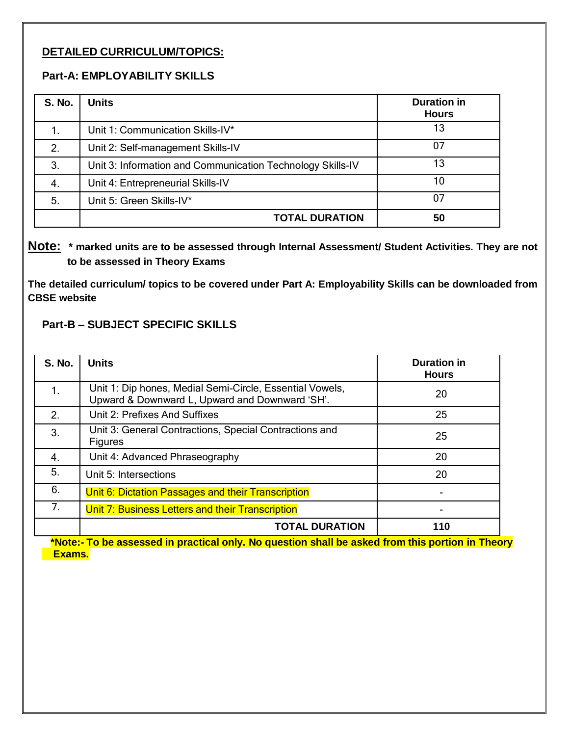## DETAILED CURRICULUM/TOPICS:

### Part-A: EMPLOYABILITY SKILLS

| S. No. | Units | Duration in Hours |
|---|---|---|
| 1. | Unit 1: Communication Skills-IV* | 13 |
| 2. | Unit 2: Self-management Skills-IV | 07 |
| 3. | Unit 3: Information and Communication Technology Skills-IV | 13 |
| 4. | Unit 4: Entrepreneurial Skills-IV | 10 |
| 5. | Unit 5: Green Skills-IV* | 07 |
| | **TOTAL DURATION** | **50** |

**Note: * marked units are to be assessed through Internal Assessment/ Student Activities. They are not to be assessed in Theory Exams**

**The detailed curriculum/ topics to be covered under Part A: Employability Skills can be downloaded from CBSE website**

### Part-B – SUBJECT SPECIFIC SKILLS

| S. No. | Units | Duration in Hours |
|---|---|---|
| 1. | Unit 1: Dip hones, Medial Semi-Circle, Essential Vowels, Upward & Downward L, Upward and Downward 'SH'. | 20 |
| 2. | Unit 2: Prefixes And Suffixes | 25 |
| 3. | Unit 3: General Contractions, Special Contractions and Figures | 25 |
| 4. | Unit 4: Advanced Phraseography | 20 |
| 5. | Unit 5: Intersections | 20 |
| 6. | Unit 6: Dictation Passages and their Transcription | - |
| 7. | Unit 7: Business Letters and their Transcription | - |
| | **TOTAL DURATION** | **110** |

***Note:- To be assessed in practical only. No question shall be asked from this portion in Theory Exams.**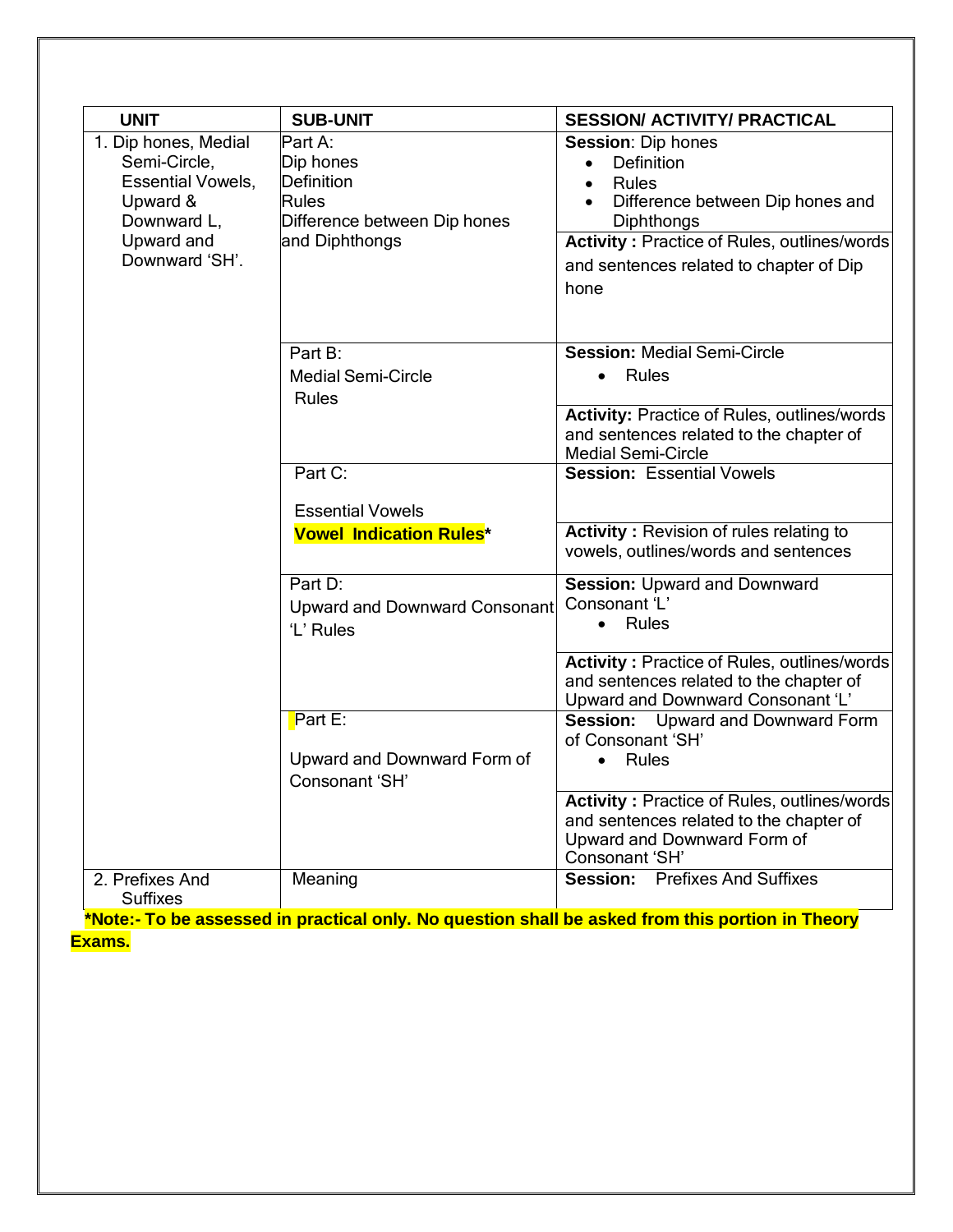| UNIT | SUB-UNIT | SESSION/ ACTIVITY/ PRACTICAL |
|---|---|---|
| 1. Dip hones, Medial Semi-Circle, Essential Vowels, Upward & Downward L, Upward and Downward 'SH'. | Part A:<br>Dip hones<br>Definition<br>Rules<br>Difference between Dip hones and Diphthongs | **Session**: Dip hones<br>• Definition<br>• Rules<br>• Difference between Dip hones and Diphthongs |
| | | **Activity :** Practice of Rules, outlines/words and sentences related to chapter of Dip hone |
| | Part B:<br>Medial Semi-Circle<br>Rules | **Session:** Medial Semi-Circle<br>• Rules |
| | | **Activity:** Practice of Rules, outlines/words and sentences related to the chapter of Medial Semi-Circle |
| | Part C:<br>Essential Vowels<br>**Vowel Indication Rules*** | **Session:** Essential Vowels |
| | | **Activity :** Revision of rules relating to vowels, outlines/words and sentences |
| | Part D:<br>Upward and Downward Consonant 'L' Rules | **Session:** Upward and Downward Consonant 'L'<br>• Rules |
| | | **Activity :** Practice of Rules, outlines/words and sentences related to the chapter of Upward and Downward Consonant 'L' |
| | Part E:<br>Upward and Downward Form of Consonant 'SH' | **Session:** Upward and Downward Form of Consonant 'SH'<br>• Rules |
| | | **Activity :** Practice of Rules, outlines/words and sentences related to the chapter of Upward and Downward Form of Consonant 'SH' |
| 2. Prefixes And Suffixes | Meaning | **Session:** Prefixes And Suffixes |

***Note:- To be assessed in practical only. No question shall be asked from this portion in Theory Exams.**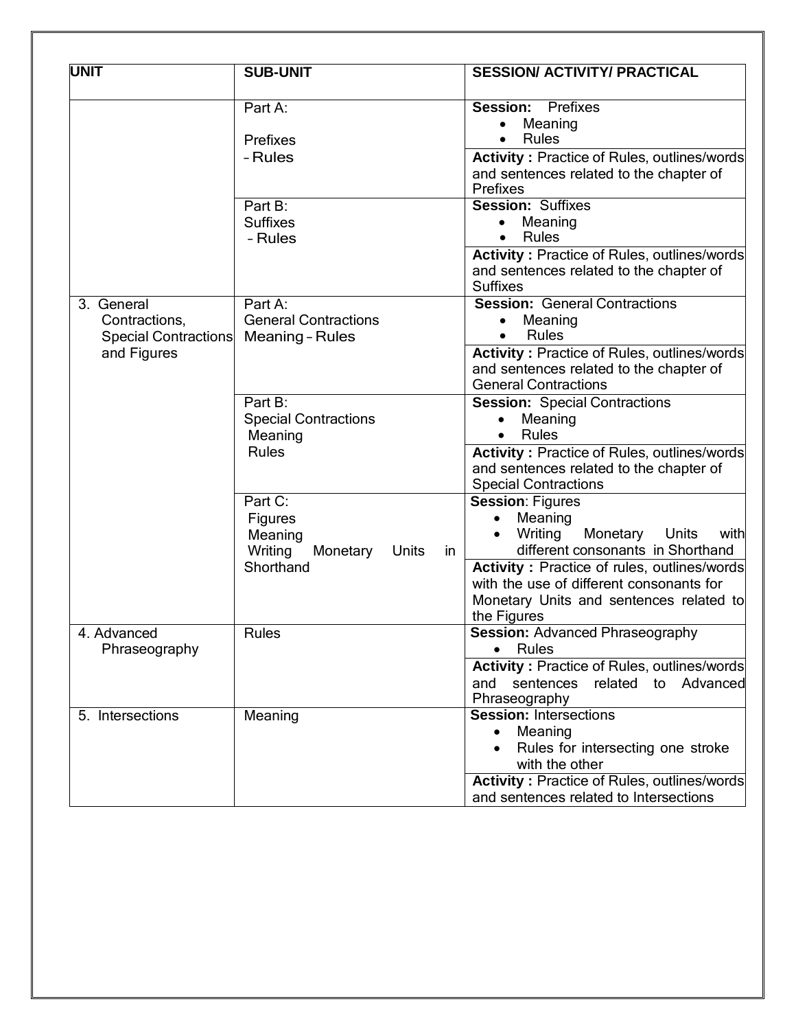| UNIT | SUB-UNIT | SESSION/ ACTIVITY/ PRACTICAL |
|---|---|---|
| | Part A:<br><br>Prefixes<br>– Rules | **Session:** Prefixes<br>• Meaning<br>• Rules |
| | | **Activity :** Practice of Rules, outlines/words and sentences related to the chapter of Prefixes |
| | Part B:<br>Suffixes<br>– Rules | **Session:** Suffixes<br>• Meaning<br>• Rules |
| | | **Activity :** Practice of Rules, outlines/words and sentences related to the chapter of Suffixes |
| 3. General Contractions, Special Contractions and Figures | Part A:<br>General Contractions<br>Meaning – Rules | **Session:** General Contractions<br>• Meaning<br>• Rules |
| | | **Activity :** Practice of Rules, outlines/words and sentences related to the chapter of General Contractions |
| | Part B:<br>Special Contractions<br>Meaning<br>Rules | **Session:** Special Contractions<br>• Meaning<br>• Rules |
| | | **Activity :** Practice of Rules, outlines/words and sentences related to the chapter of Special Contractions |
| | Part C:<br>Figures<br>Meaning<br>Writing Monetary Units in Shorthand | **Session**: Figures<br>• Meaning<br>• Writing Monetary Units with different consonants in Shorthand |
| | | **Activity :** Practice of rules, outlines/words with the use of different consonants for Monetary Units and sentences related to the Figures |
| 4. Advanced Phraseography | Rules | **Session:** Advanced Phraseography<br>• Rules |
| | | **Activity :** Practice of Rules, outlines/words and sentences related to Advanced Phraseography |
| 5. Intersections | Meaning | **Session:** Intersections<br>• Meaning<br>• Rules for intersecting one stroke with the other |
| | | **Activity :** Practice of Rules, outlines/words and sentences related to Intersections |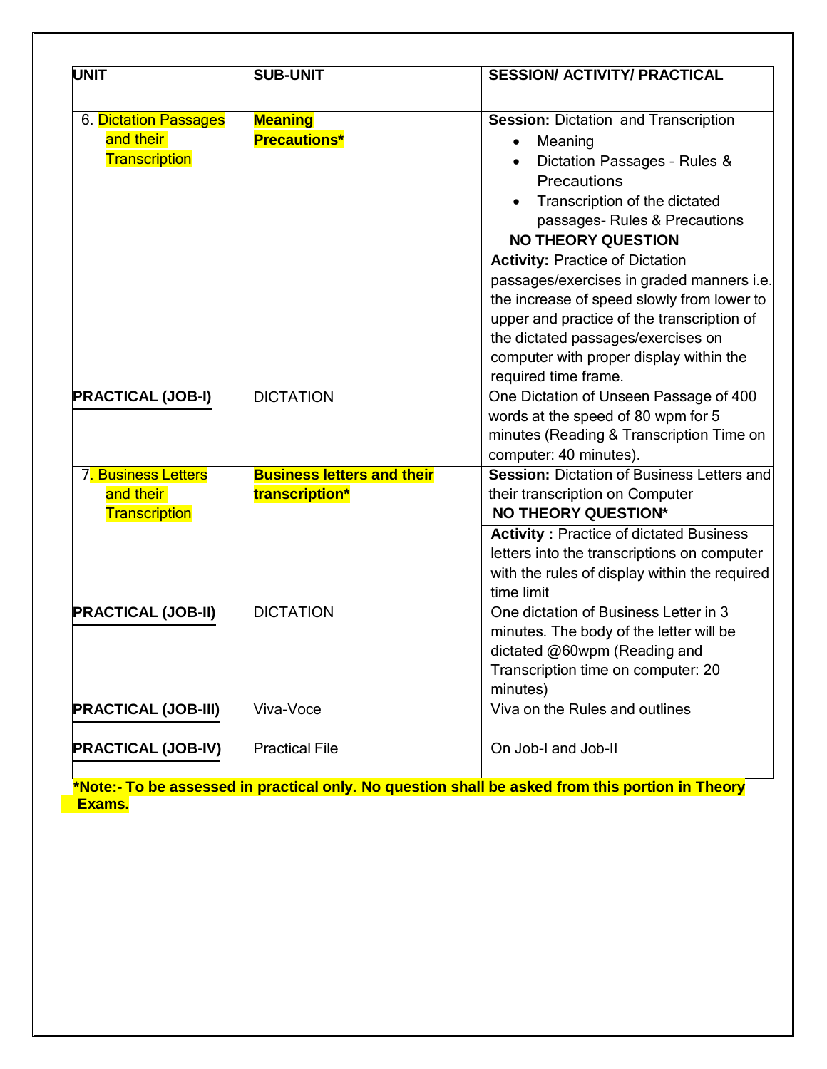| UNIT | SUB-UNIT | SESSION/ ACTIVITY/ PRACTICAL |
|---|---|---|
| 6. Dictation Passages and their Transcription | **Meaning** **Precautions*** | **Session:** Dictation and Transcription<br>• Meaning<br>• Dictation Passages - Rules & Precautions<br>• Transcription of the dictated passages- Rules & Precautions<br>**NO THEORY QUESTION** |
| | | **Activity:** Practice of Dictation passages/exercises in graded manners i.e. the increase of speed slowly from lower to upper and practice of the transcription of the dictated passages/exercises on computer with proper display within the required time frame. |
| **PRACTICAL (JOB-I)** | DICTATION | One Dictation of Unseen Passage of 400 words at the speed of 80 wpm for 5 minutes (Reading & Transcription Time on computer: 40 minutes). |
| 7. Business Letters and their Transcription | **Business letters and their transcription*** | **Session:** Dictation of Business Letters and their transcription on Computer<br>**NO THEORY QUESTION*** |
| | | **Activity :** Practice of dictated Business letters into the transcriptions on computer with the rules of display within the required time limit |
| **PRACTICAL (JOB-II)** | DICTATION | One dictation of Business Letter in 3 minutes. The body of the letter will be dictated @60wpm (Reading and Transcription time on computer: 20 minutes) |
| **PRACTICAL (JOB-III)** | Viva-Voce | Viva on the Rules and outlines |
| **PRACTICAL (JOB-IV)** | Practical File | On Job-I and Job-II |

***Note:- To be assessed in practical only. No question shall be asked from this portion in Theory Exams.**